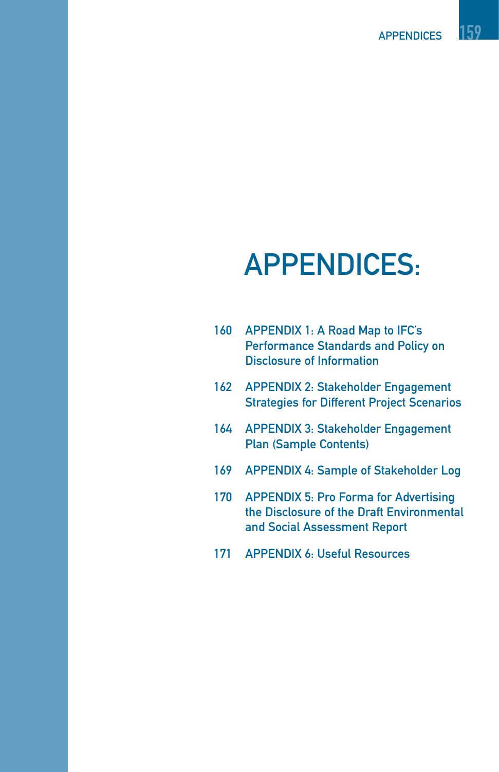# APPENDICES:

160 APPENDIX 1: A Road Map to IFC's Performance Standards and Policy on Disclosure of Information

162 APPENDIX 2: Stakeholder Engagement Strategies for Different Project Scenarios

164 APPENDIX 3: Stakeholder Engagement Plan (Sample Contents)

169 APPENDIX 4: Sample of Stakeholder Log

170 APPENDIX 5: Pro Forma for Advertising the Disclosure of the Draft Environmental and Social Assessment Report

171 APPENDIX 6: Useful Resources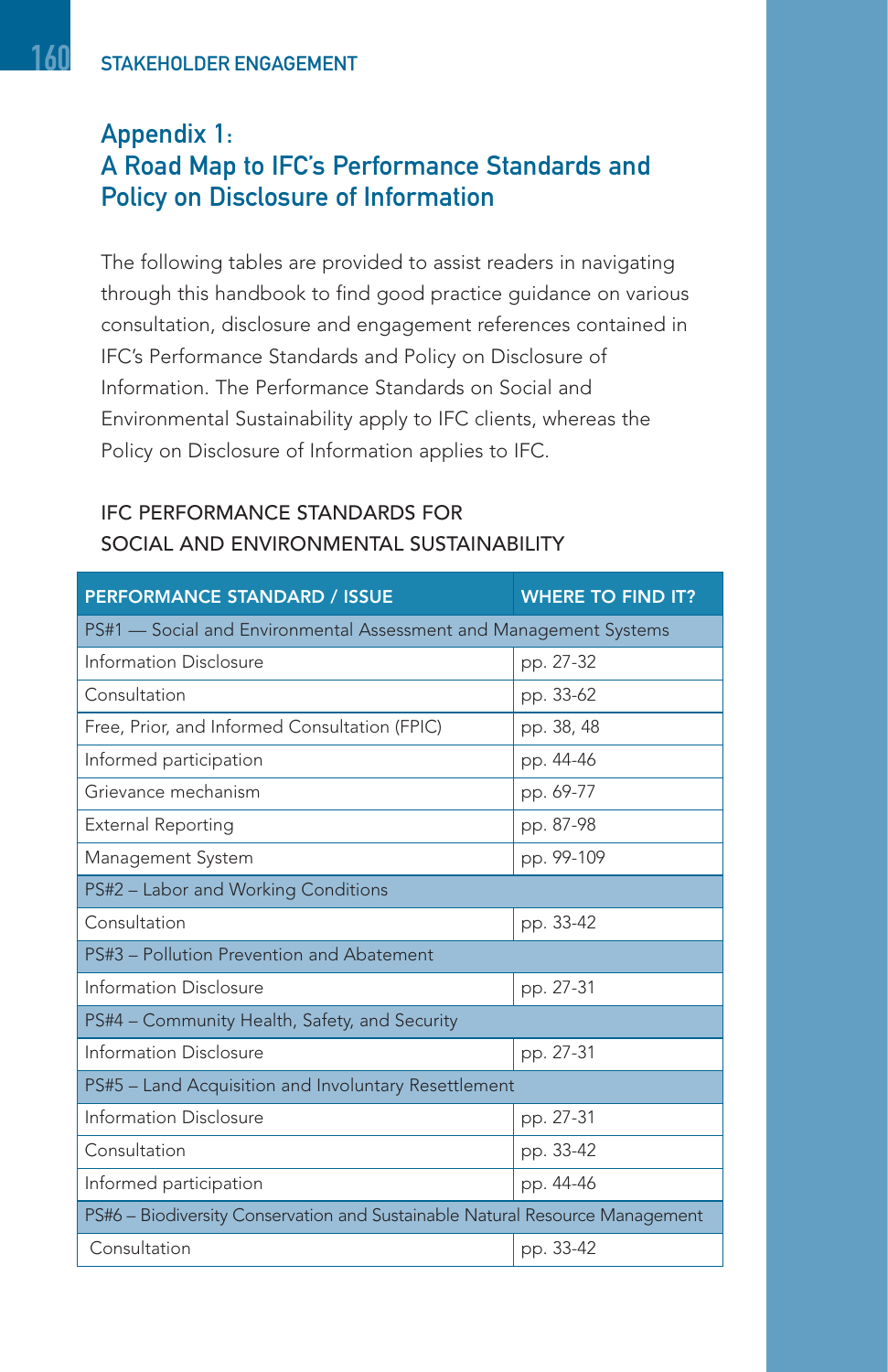# Appendix 1:
# A Road Map to IFC's Performance Standards and Policy on Disclosure of Information

The following tables are provided to assist readers in navigating through this handbook to find good practice guidance on various consultation, disclosure and engagement references contained in IFC's Performance Standards and Policy on Disclosure of Information. The Performance Standards on Social and Environmental Sustainability apply to IFC clients, whereas the Policy on Disclosure of Information applies to IFC.

## IFC PERFORMANCE STANDARDS FOR SOCIAL AND ENVIRONMENTAL SUSTAINABILITY

| PERFORMANCE STANDARD / ISSUE | WHERE TO FIND IT? |
| --- | --- |
| PS#1 — Social and Environmental Assessment and Management Systems | |
| Information Disclosure | pp. 27-32 |
| Consultation | pp. 33-62 |
| Free, Prior, and Informed Consultation (FPIC) | pp. 38, 48 |
| Informed participation | pp. 44-46 |
| Grievance mechanism | pp. 69-77 |
| External Reporting | pp. 87-98 |
| Management System | pp. 99-109 |
| PS#2 – Labor and Working Conditions | |
| Consultation | pp. 33-42 |
| PS#3 – Pollution Prevention and Abatement | |
| Information Disclosure | pp. 27-31 |
| PS#4 – Community Health, Safety, and Security | |
| Information Disclosure | pp. 27-31 |
| PS#5 – Land Acquisition and Involuntary Resettlement | |
| Information Disclosure | pp. 27-31 |
| Consultation | pp. 33-42 |
| Informed participation | pp. 44-46 |
| PS#6 – Biodiversity Conservation and Sustainable Natural Resource Management | |
| Consultation | pp. 33-42 |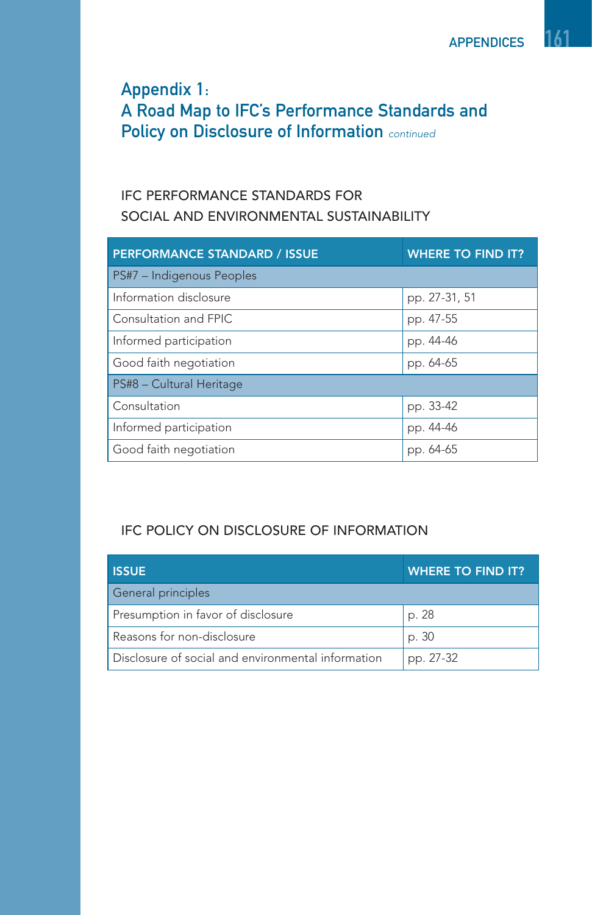## Appendix 1:
## A Road Map to IFC's Performance Standards and Policy on Disclosure of Information *continued*

### IFC PERFORMANCE STANDARDS FOR SOCIAL AND ENVIRONMENTAL SUSTAINABILITY

| PERFORMANCE STANDARD / ISSUE | WHERE TO FIND IT? |
|---|---|
| PS#7 – Indigenous Peoples | |
| Information disclosure | pp. 27-31, 51 |
| Consultation and FPIC | pp. 47-55 |
| Informed participation | pp. 44-46 |
| Good faith negotiation | pp. 64-65 |
| PS#8 – Cultural Heritage | |
| Consultation | pp. 33-42 |
| Informed participation | pp. 44-46 |
| Good faith negotiation | pp. 64-65 |

### IFC POLICY ON DISCLOSURE OF INFORMATION

| ISSUE | WHERE TO FIND IT? |
|---|---|
| General principles | |
| Presumption in favor of disclosure | p. 28 |
| Reasons for non-disclosure | p. 30 |
| Disclosure of social and environmental information | pp. 27-32 |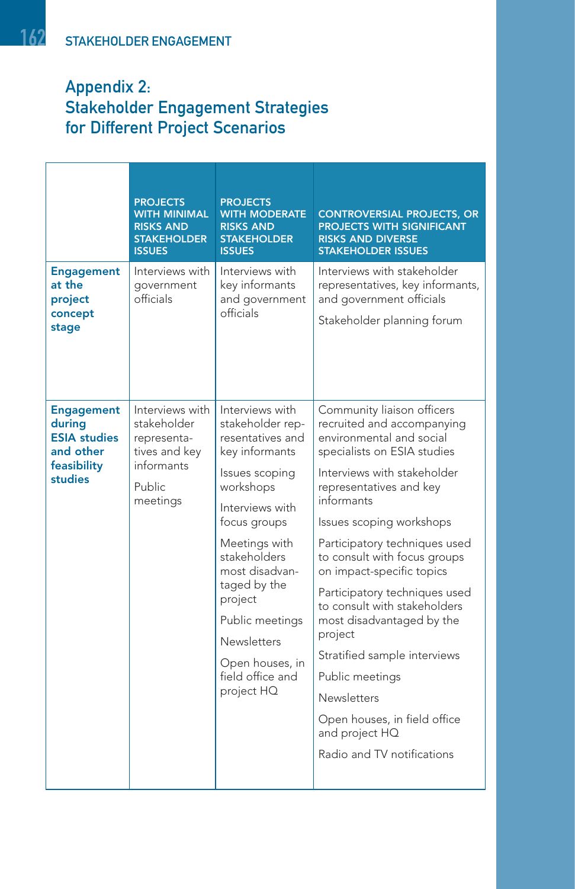## Appendix 2: Stakeholder Engagement Strategies for Different Project Scenarios

| | PROJECTS WITH MINIMAL RISKS AND STAKEHOLDER ISSUES | PROJECTS WITH MODERATE RISKS AND STAKEHOLDER ISSUES | CONTROVERSIAL PROJECTS, OR PROJECTS WITH SIGNIFICANT RISKS AND DIVERSE STAKEHOLDER ISSUES |
|---|---|---|---|
| **Engagement at the project concept stage** | Interviews with government officials | Interviews with key informants and government officials | Interviews with stakeholder representatives, key informants, and government officials<br><br>Stakeholder planning forum |
| **Engagement during ESIA studies and other feasibility studies** | Interviews with stakeholder representatives and key informants<br><br>Public meetings | Interviews with stakeholder representatives and key informants<br><br>Issues scoping workshops<br><br>Interviews with focus groups<br><br>Meetings with stakeholders most disadvantaged by the project<br><br>Public meetings<br><br>Newsletters<br><br>Open houses, in field office and project HQ | Community liaison officers recruited and accompanying environmental and social specialists on ESIA studies<br><br>Interviews with stakeholder representatives and key informants<br><br>Issues scoping workshops<br><br>Participatory techniques used to consult with focus groups on impact-specific topics<br><br>Participatory techniques used to consult with stakeholders most disadvantaged by the project<br><br>Stratified sample interviews<br><br>Public meetings<br><br>Newsletters<br><br>Open houses, in field office and project HQ<br><br>Radio and TV notifications |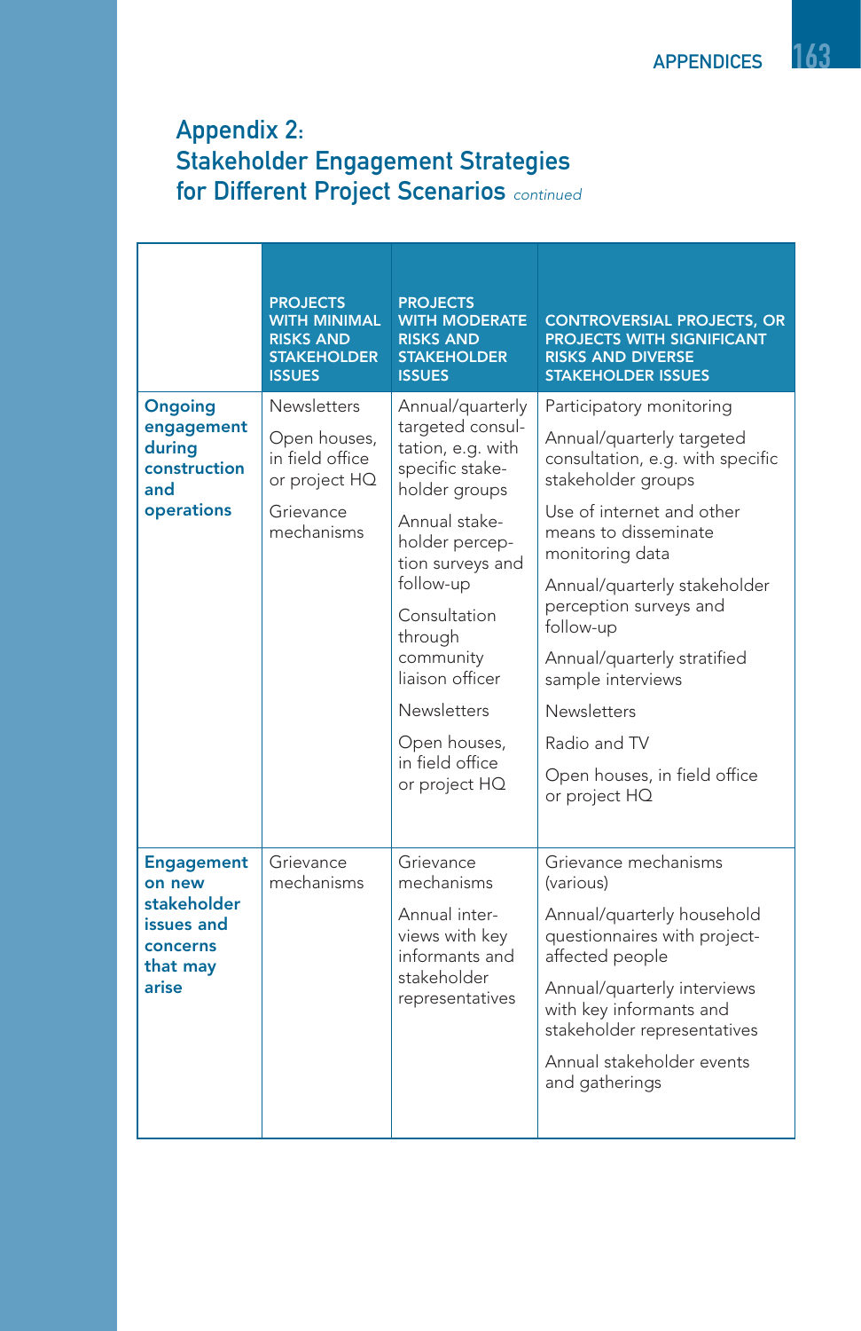## Appendix 2: Stakeholder Engagement Strategies for Different Project Scenarios *continued*

| | PROJECTS WITH MINIMAL RISKS AND STAKEHOLDER ISSUES | PROJECTS WITH MODERATE RISKS AND STAKEHOLDER ISSUES | CONTROVERSIAL PROJECTS, OR PROJECTS WITH SIGNIFICANT RISKS AND DIVERSE STAKEHOLDER ISSUES |
|---|---|---|---|
| **Ongoing engagement during construction and operations** | Newsletters<br><br>Open houses, in field office or project HQ<br><br>Grievance mechanisms | Annual/quarterly targeted consultation, e.g. with specific stakeholder groups<br><br>Annual stakeholder perception surveys and follow-up<br><br>Consultation through community liaison officer<br><br>Newsletters<br><br>Open houses, in field office or project HQ | Participatory monitoring<br><br>Annual/quarterly targeted consultation, e.g. with specific stakeholder groups<br><br>Use of internet and other means to disseminate monitoring data<br><br>Annual/quarterly stakeholder perception surveys and follow-up<br><br>Annual/quarterly stratified sample interviews<br><br>Newsletters<br><br>Radio and TV<br><br>Open houses, in field office or project HQ |
| **Engagement on new stakeholder issues and concerns that may arise** | Grievance mechanisms | Grievance mechanisms<br><br>Annual interviews with key informants and stakeholder representatives | Grievance mechanisms (various)<br><br>Annual/quarterly household questionnaires with project-affected people<br><br>Annual/quarterly interviews with key informants and stakeholder representatives<br><br>Annual stakeholder events and gatherings |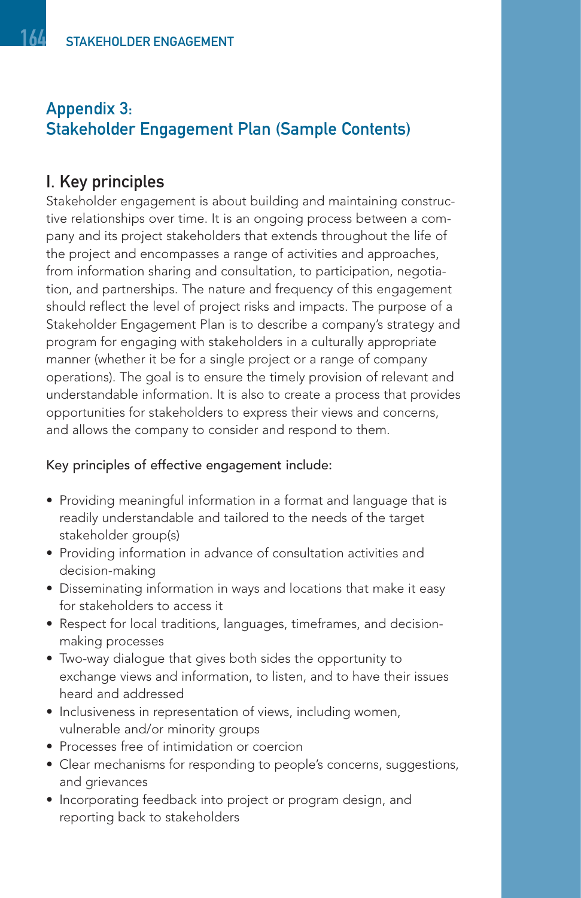## Appendix 3: Stakeholder Engagement Plan (Sample Contents)

### I. Key principles

Stakeholder engagement is about building and maintaining constructive relationships over time. It is an ongoing process between a company and its project stakeholders that extends throughout the life of the project and encompasses a range of activities and approaches, from information sharing and consultation, to participation, negotiation, and partnerships. The nature and frequency of this engagement should reflect the level of project risks and impacts. The purpose of a Stakeholder Engagement Plan is to describe a company's strategy and program for engaging with stakeholders in a culturally appropriate manner (whether it be for a single project or a range of company operations). The goal is to ensure the timely provision of relevant and understandable information. It is also to create a process that provides opportunities for stakeholders to express their views and concerns, and allows the company to consider and respond to them.

Key principles of effective engagement include:

- Providing meaningful information in a format and language that is readily understandable and tailored to the needs of the target stakeholder group(s)
- Providing information in advance of consultation activities and decision-making
- Disseminating information in ways and locations that make it easy for stakeholders to access it
- Respect for local traditions, languages, timeframes, and decision-making processes
- Two-way dialogue that gives both sides the opportunity to exchange views and information, to listen, and to have their issues heard and addressed
- Inclusiveness in representation of views, including women, vulnerable and/or minority groups
- Processes free of intimidation or coercion
- Clear mechanisms for responding to people's concerns, suggestions, and grievances
- Incorporating feedback into project or program design, and reporting back to stakeholders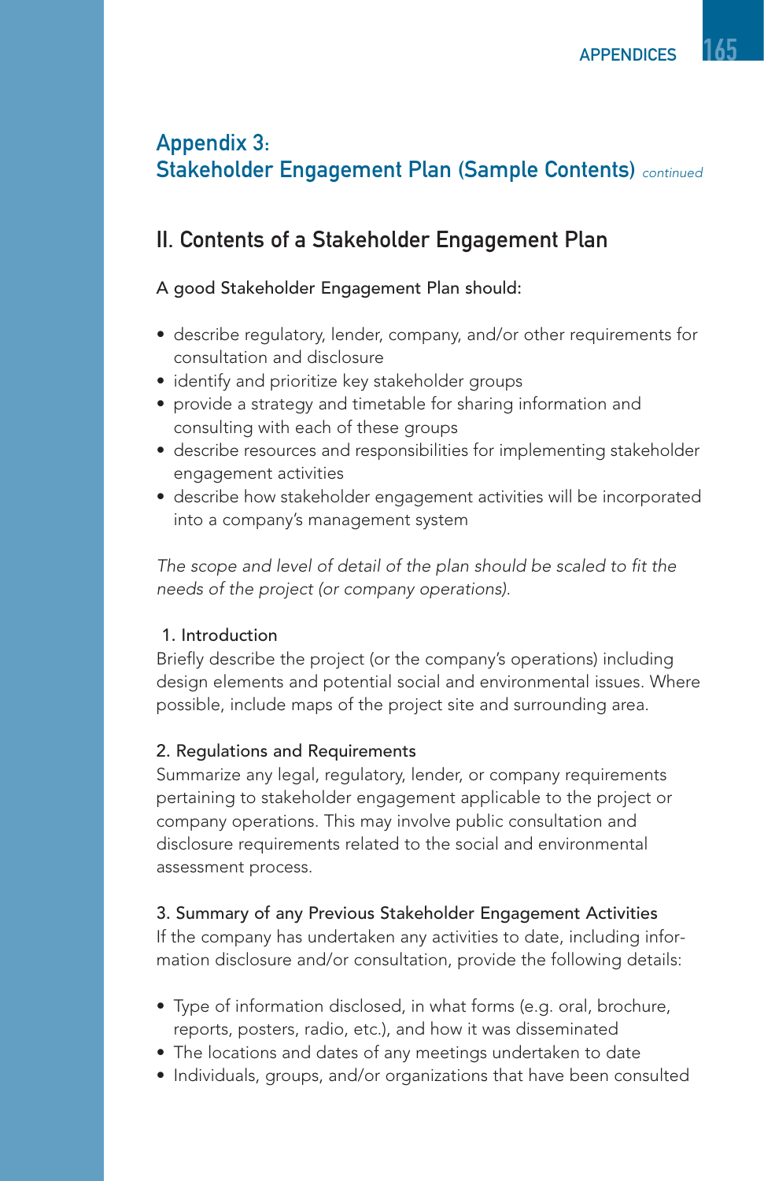## Appendix 3: Stakeholder Engagement Plan (Sample Contents) *continued*

### II. Contents of a Stakeholder Engagement Plan

A good Stakeholder Engagement Plan should:

- describe regulatory, lender, company, and/or other requirements for consultation and disclosure
- identify and prioritize key stakeholder groups
- provide a strategy and timetable for sharing information and consulting with each of these groups
- describe resources and responsibilities for implementing stakeholder engagement activities
- describe how stakeholder engagement activities will be incorporated into a company's management system

*The scope and level of detail of the plan should be scaled to fit the needs of the project (or company operations).*

1. Introduction

Briefly describe the project (or the company's operations) including design elements and potential social and environmental issues. Where possible, include maps of the project site and surrounding area.

2. Regulations and Requirements

Summarize any legal, regulatory, lender, or company requirements pertaining to stakeholder engagement applicable to the project or company operations. This may involve public consultation and disclosure requirements related to the social and environmental assessment process.

3. Summary of any Previous Stakeholder Engagement Activities

If the company has undertaken any activities to date, including information disclosure and/or consultation, provide the following details:

- Type of information disclosed, in what forms (e.g. oral, brochure, reports, posters, radio, etc.), and how it was disseminated
- The locations and dates of any meetings undertaken to date
- Individuals, groups, and/or organizations that have been consulted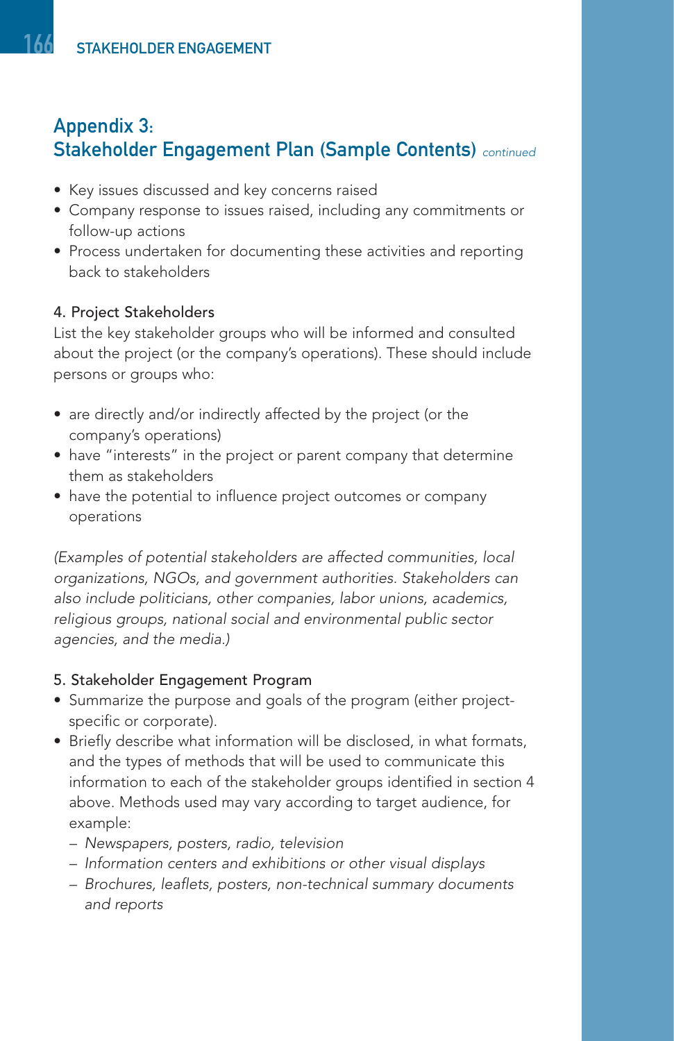## Appendix 3: Stakeholder Engagement Plan (Sample Contents) *continued*

- Key issues discussed and key concerns raised
- Company response to issues raised, including any commitments or follow-up actions
- Process undertaken for documenting these activities and reporting back to stakeholders

### 4. Project Stakeholders

List the key stakeholder groups who will be informed and consulted about the project (or the company's operations). These should include persons or groups who:

- are directly and/or indirectly affected by the project (or the company's operations)
- have "interests" in the project or parent company that determine them as stakeholders
- have the potential to influence project outcomes or company operations

*(Examples of potential stakeholders are affected communities, local organizations, NGOs, and government authorities. Stakeholders can also include politicians, other companies, labor unions, academics, religious groups, national social and environmental public sector agencies, and the media.)*

### 5. Stakeholder Engagement Program

- Summarize the purpose and goals of the program (either project-specific or corporate).
- Briefly describe what information will be disclosed, in what formats, and the types of methods that will be used to communicate this information to each of the stakeholder groups identified in section 4 above. Methods used may vary according to target audience, for example:
  - *Newspapers, posters, radio, television*
  - *Information centers and exhibitions or other visual displays*
  - *Brochures, leaflets, posters, non-technical summary documents and reports*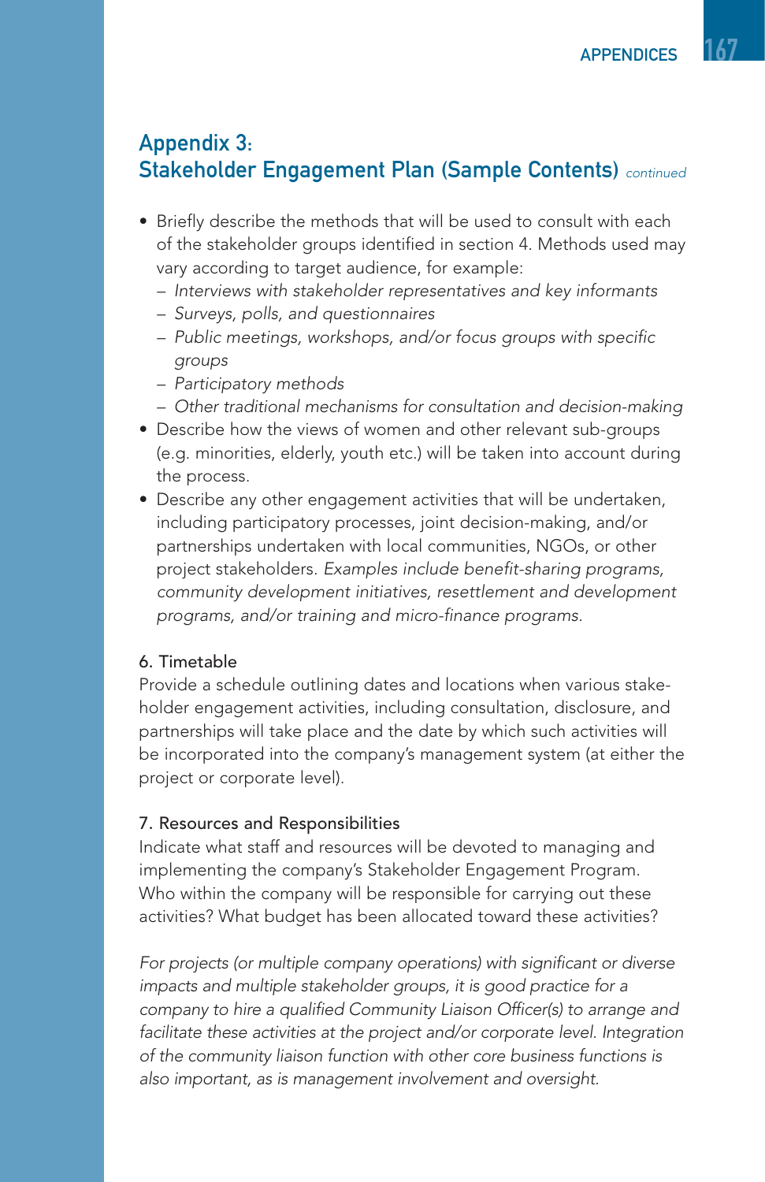## Appendix 3: Stakeholder Engagement Plan (Sample Contents) *continued*

- Briefly describe the methods that will be used to consult with each of the stakeholder groups identified in section 4. Methods used may vary according to target audience, for example:
  - *Interviews with stakeholder representatives and key informants*
  - *Surveys, polls, and questionnaires*
  - *Public meetings, workshops, and/or focus groups with specific groups*
  - *Participatory methods*
  - *Other traditional mechanisms for consultation and decision-making*
- Describe how the views of women and other relevant sub-groups (e.g. minorities, elderly, youth etc.) will be taken into account during the process.
- Describe any other engagement activities that will be undertaken, including participatory processes, joint decision-making, and/or partnerships undertaken with local communities, NGOs, or other project stakeholders. *Examples include benefit-sharing programs, community development initiatives, resettlement and development programs, and/or training and micro-finance programs.*

### 6. Timetable

Provide a schedule outlining dates and locations when various stakeholder engagement activities, including consultation, disclosure, and partnerships will take place and the date by which such activities will be incorporated into the company's management system (at either the project or corporate level).

### 7. Resources and Responsibilities

Indicate what staff and resources will be devoted to managing and implementing the company's Stakeholder Engagement Program. Who within the company will be responsible for carrying out these activities? What budget has been allocated toward these activities?

*For projects (or multiple company operations) with significant or diverse impacts and multiple stakeholder groups, it is good practice for a company to hire a qualified Community Liaison Officer(s) to arrange and facilitate these activities at the project and/or corporate level. Integration of the community liaison function with other core business functions is also important, as is management involvement and oversight.*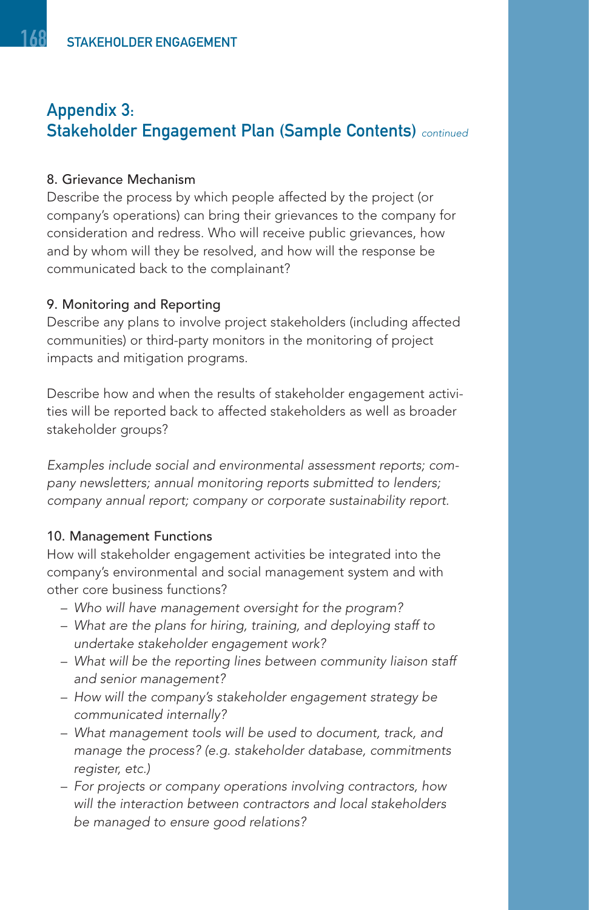## Appendix 3: Stakeholder Engagement Plan (Sample Contents) *continued*

### 8. Grievance Mechanism

Describe the process by which people affected by the project (or company's operations) can bring their grievances to the company for consideration and redress. Who will receive public grievances, how and by whom will they be resolved, and how will the response be communicated back to the complainant?

### 9. Monitoring and Reporting

Describe any plans to involve project stakeholders (including affected communities) or third-party monitors in the monitoring of project impacts and mitigation programs.

Describe how and when the results of stakeholder engagement activities will be reported back to affected stakeholders as well as broader stakeholder groups?

*Examples include social and environmental assessment reports; company newsletters; annual monitoring reports submitted to lenders; company annual report; company or corporate sustainability report.*

### 10. Management Functions

How will stakeholder engagement activities be integrated into the company's environmental and social management system and with other core business functions?

- *Who will have management oversight for the program?*
- *What are the plans for hiring, training, and deploying staff to undertake stakeholder engagement work?*
- *What will be the reporting lines between community liaison staff and senior management?*
- *How will the company's stakeholder engagement strategy be communicated internally?*
- *What management tools will be used to document, track, and manage the process? (e.g. stakeholder database, commitments register, etc.)*
- *For projects or company operations involving contractors, how will the interaction between contractors and local stakeholders be managed to ensure good relations?*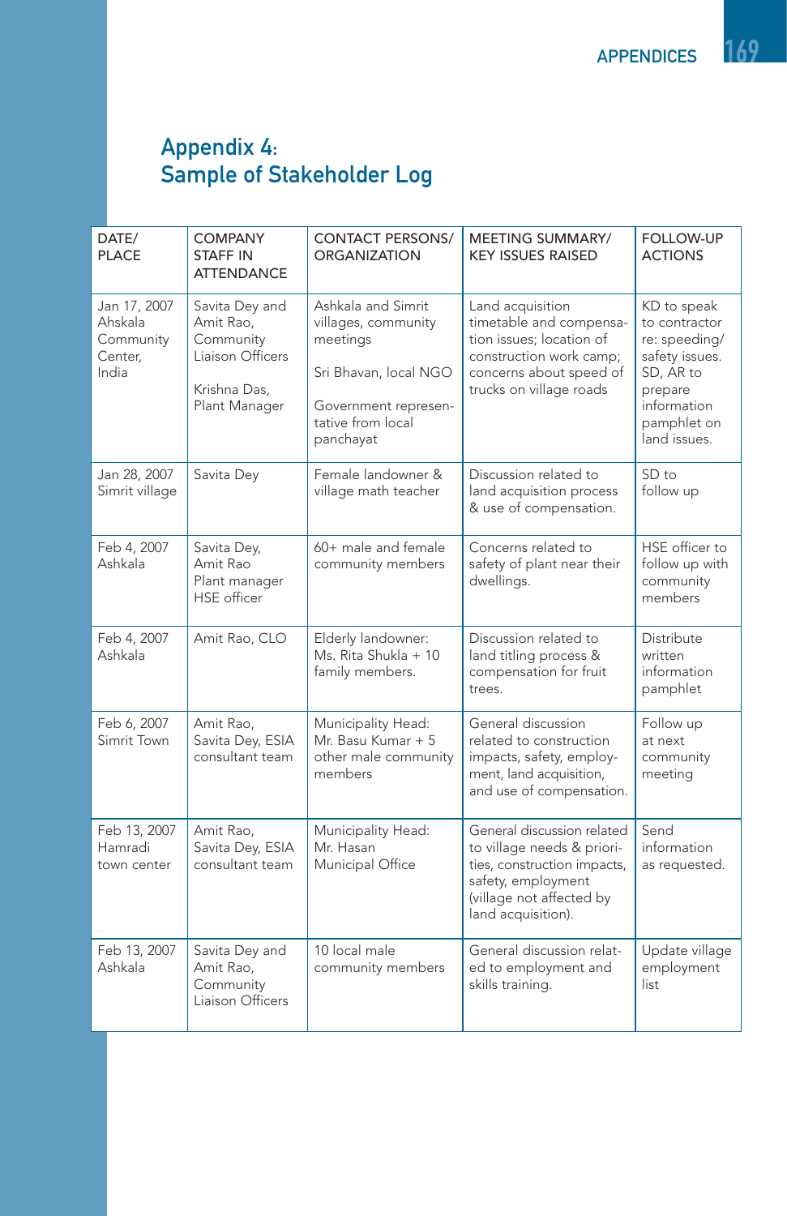# Appendix 4:
# Sample of Stakeholder Log

| DATE/ PLACE | COMPANY STAFF IN ATTENDANCE | CONTACT PERSONS/ ORGANIZATION | MEETING SUMMARY/ KEY ISSUES RAISED | FOLLOW-UP ACTIONS |
|---|---|---|---|---|
| Jan 17, 2007 Ahskala Community Center, India | Savita Dey and Amit Rao, Community Liaison Officers<br><br>Krishna Das, Plant Manager | Ashkala and Simrit villages, community meetings<br><br>Sri Bhavan, local NGO<br><br>Government representative from local panchayat | Land acquisition timetable and compensation issues; location of construction work camp; concerns about speed of trucks on village roads | KD to speak to contractor re: speeding/ safety issues. SD, AR to prepare information pamphlet on land issues. |
| Jan 28, 2007 Simrit village | Savita Dey | Female landowner & village math teacher | Discussion related to land acquisition process & use of compensation. | SD to follow up |
| Feb 4, 2007 Ashkala | Savita Dey, Amit Rao Plant manager HSE officer | 60+ male and female community members | Concerns related to safety of plant near their dwellings. | HSE officer to follow up with community members |
| Feb 4, 2007 Ashkala | Amit Rao, CLO | Elderly landowner: Ms. Rita Shukla + 10 family members. | Discussion related to land titling process & compensation for fruit trees. | Distribute written information pamphlet |
| Feb 6, 2007 Simrit Town | Amit Rao, Savita Dey, ESIA consultant team | Municipality Head: Mr. Basu Kumar + 5 other male community members | General discussion related to construction impacts, safety, employment, land acquisition, and use of compensation. | Follow up at next community meeting |
| Feb 13, 2007 Hamradi town center | Amit Rao, Savita Dey, ESIA consultant team | Municipality Head: Mr. Hasan Municipal Office | General discussion related to village needs & priorities, construction impacts, safety, employment (village not affected by land acquisition). | Send information as requested. |
| Feb 13, 2007 Ashkala | Savita Dey and Amit Rao, Community Liaison Officers | 10 local male community members | General discussion related to employment and skills training. | Update village employment list |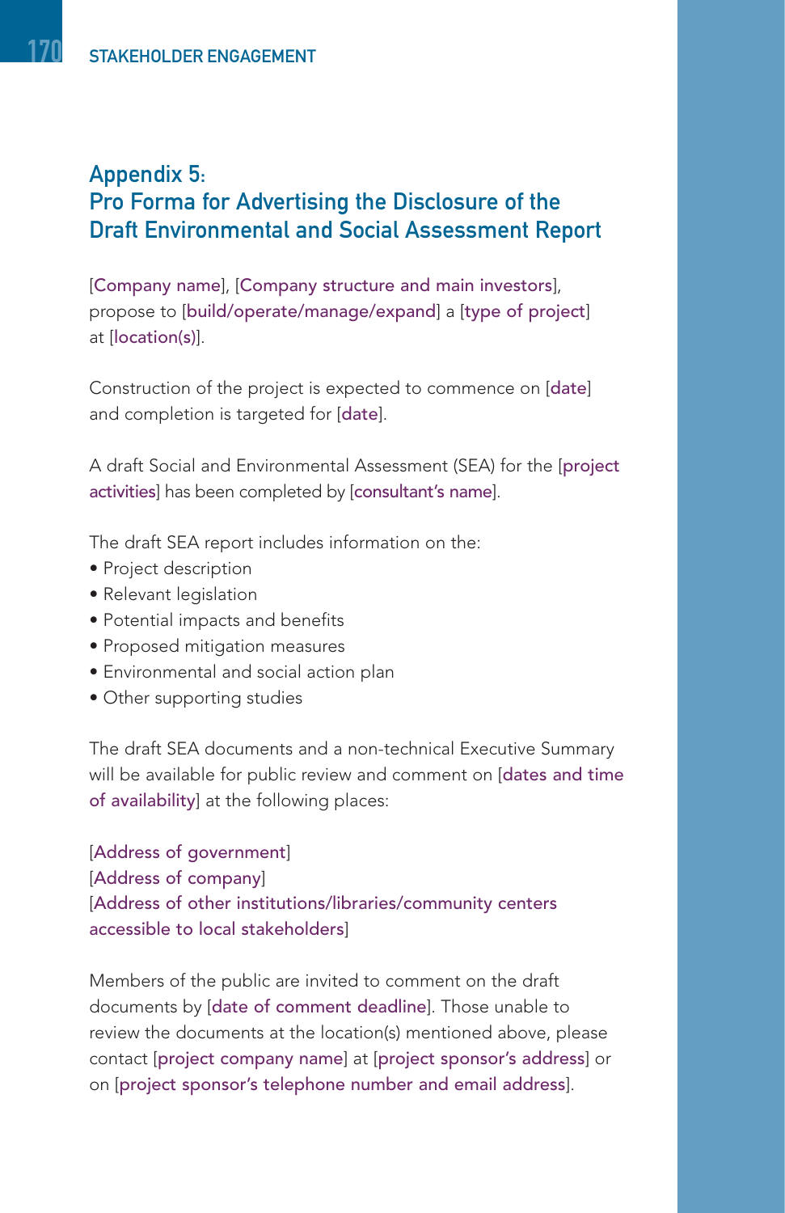## Appendix 5:
## Pro Forma for Advertising the Disclosure of the Draft Environmental and Social Assessment Report

[Company name], [Company structure and main investors], propose to [build/operate/manage/expand] a [type of project] at [location(s)].

Construction of the project is expected to commence on [date] and completion is targeted for [date].

A draft Social and Environmental Assessment (SEA) for the [project activities] has been completed by [consultant's name].

The draft SEA report includes information on the:

- Project description
- Relevant legislation
- Potential impacts and benefits
- Proposed mitigation measures
- Environmental and social action plan
- Other supporting studies

The draft SEA documents and a non-technical Executive Summary will be available for public review and comment on [dates and time of availability] at the following places:

[Address of government]
[Address of company]
[Address of other institutions/libraries/community centers accessible to local stakeholders]

Members of the public are invited to comment on the draft documents by [date of comment deadline]. Those unable to review the documents at the location(s) mentioned above, please contact [project company name] at [project sponsor's address] or on [project sponsor's telephone number and email address].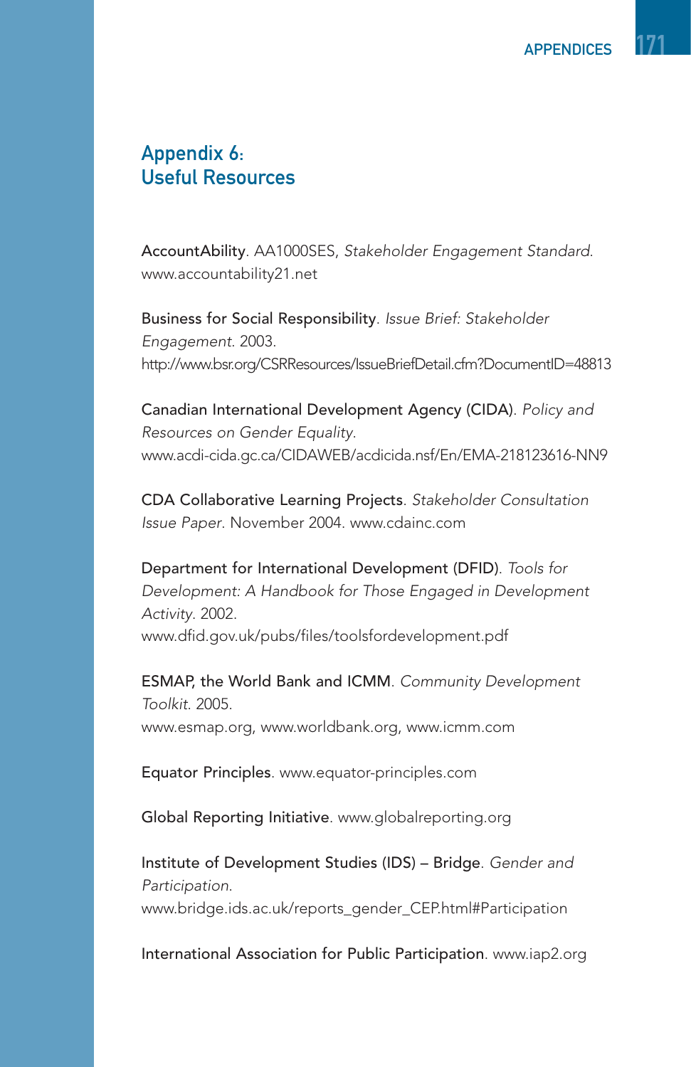# Appendix 6: Useful Resources

AccountAbility. AA1000SES, *Stakeholder Engagement Standard.* www.accountability21.net

Business for Social Responsibility. *Issue Brief: Stakeholder Engagement.* 2003. http://www.bsr.org/CSRResources/IssueBriefDetail.cfm?DocumentID=48813

Canadian International Development Agency (CIDA). *Policy and Resources on Gender Equality.* www.acdi-cida.gc.ca/CIDAWEB/acdicida.nsf/En/EMA-218123616-NN9

CDA Collaborative Learning Projects. *Stakeholder Consultation Issue Paper.* November 2004. www.cdainc.com

Department for International Development (DFID). *Tools for Development: A Handbook for Those Engaged in Development Activity.* 2002. www.dfid.gov.uk/pubs/files/toolsfordevelopment.pdf

ESMAP, the World Bank and ICMM. *Community Development Toolkit.* 2005. www.esmap.org, www.worldbank.org, www.icmm.com

Equator Principles. www.equator-principles.com

Global Reporting Initiative. www.globalreporting.org

Institute of Development Studies (IDS) – Bridge. *Gender and Participation.* www.bridge.ids.ac.uk/reports_gender_CEP.html#Participation

International Association for Public Participation. www.iap2.org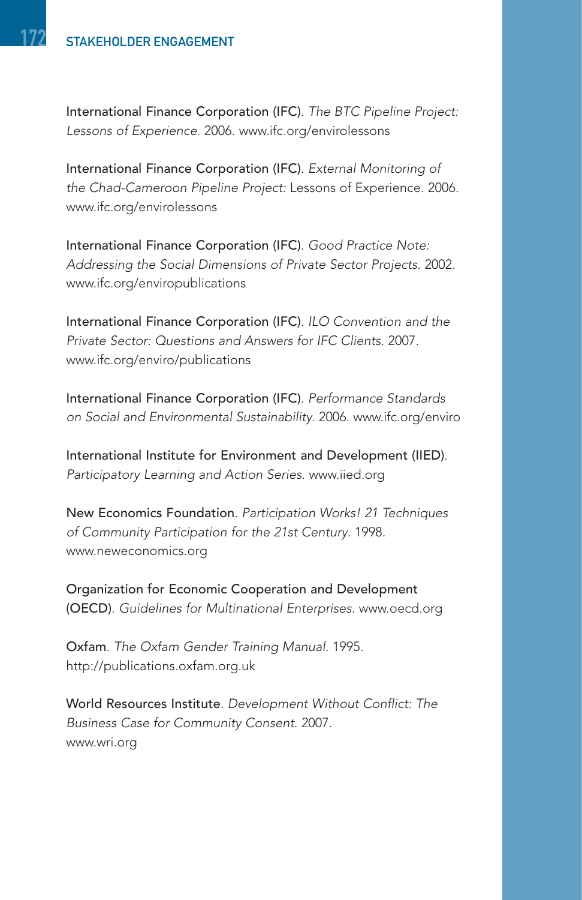International Finance Corporation (IFC). *The BTC Pipeline Project: Lessons of Experience*. 2006. www.ifc.org/envirolessons

International Finance Corporation (IFC). *External Monitoring of the Chad-Cameroon Pipeline Project:* Lessons of Experience. 2006. www.ifc.org/envirolessons

International Finance Corporation (IFC). *Good Practice Note: Addressing the Social Dimensions of Private Sector Projects*. 2002. www.ifc.org/enviropublications

International Finance Corporation (IFC). *ILO Convention and the Private Sector: Questions and Answers for IFC Clients*. 2007. www.ifc.org/enviro/publications

International Finance Corporation (IFC). *Performance Standards on Social and Environmental Sustainability*. 2006. www.ifc.org/enviro

International Institute for Environment and Development (IIED). *Participatory Learning and Action Series*. www.iied.org

New Economics Foundation. *Participation Works! 21 Techniques of Community Participation for the 21st Century*. 1998. www.neweconomics.org

Organization for Economic Cooperation and Development (OECD). *Guidelines for Multinational Enterprises*. www.oecd.org

Oxfam. *The Oxfam Gender Training Manual*. 1995. http://publications.oxfam.org.uk

World Resources Institute. *Development Without Conflict: The Business Case for Community Consent*. 2007. www.wri.org